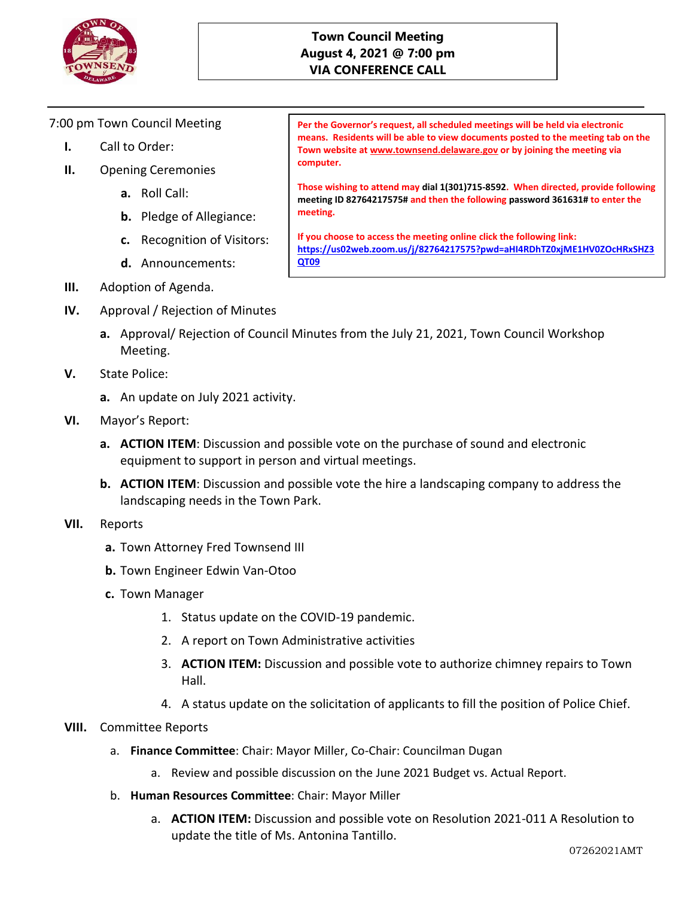# Town Council Meeting
## August 4, 2021 @ 7:00 pm
## VIA CONFERENCE CALL

**Per the Governor's request, all scheduled meetings will be held via electronic means. Residents will be able to view documents posted to the meeting tab on the Town website at www.townsend.delaware.gov or by joining the meeting via computer.**

**Those wishing to attend may dial 1(301)715-8592. When directed, provide following meeting ID 82764217575# and then the following password 361631# to enter the meeting.**

**If you choose to access the meeting online click the following link: https://us02web.zoom.us/j/82764217575?pwd=aHI4RDhTZ0xjME1HV0ZOcHRxSHZ3QT09**

7:00 pm Town Council Meeting

- **I.** Call to Order:
- **II.** Opening Ceremonies
  - **a.** Roll Call:
  - **b.** Pledge of Allegiance:
  - **c.** Recognition of Visitors:
  - **d.** Announcements:
- **III.** Adoption of Agenda.
- **IV.** Approval / Rejection of Minutes
  - **a.** Approval/ Rejection of Council Minutes from the July 21, 2021, Town Council Workshop Meeting.
- **V.** State Police:
  - **a.** An update on July 2021 activity.
- **VI.** Mayor's Report:
  - **a. ACTION ITEM**: Discussion and possible vote on the purchase of sound and electronic equipment to support in person and virtual meetings.
  - **b. ACTION ITEM**: Discussion and possible vote the hire a landscaping company to address the landscaping needs in the Town Park.
- **VII.** Reports
  - **a.** Town Attorney Fred Townsend III
  - **b.** Town Engineer Edwin Van-Otoo
  - **c.** Town Manager
    1. Status update on the COVID-19 pandemic.
    2. A report on Town Administrative activities
    3. **ACTION ITEM:** Discussion and possible vote to authorize chimney repairs to Town Hall.
    4. A status update on the solicitation of applicants to fill the position of Police Chief.
- **VIII.** Committee Reports
  - a. **Finance Committee**: Chair: Mayor Miller, Co-Chair: Councilman Dugan
    - a. Review and possible discussion on the June 2021 Budget vs. Actual Report.
  - b. **Human Resources Committee**: Chair: Mayor Miller
    - a. **ACTION ITEM:** Discussion and possible vote on Resolution 2021-011 A Resolution to update the title of Ms. Antonina Tantillo.

07262021AMT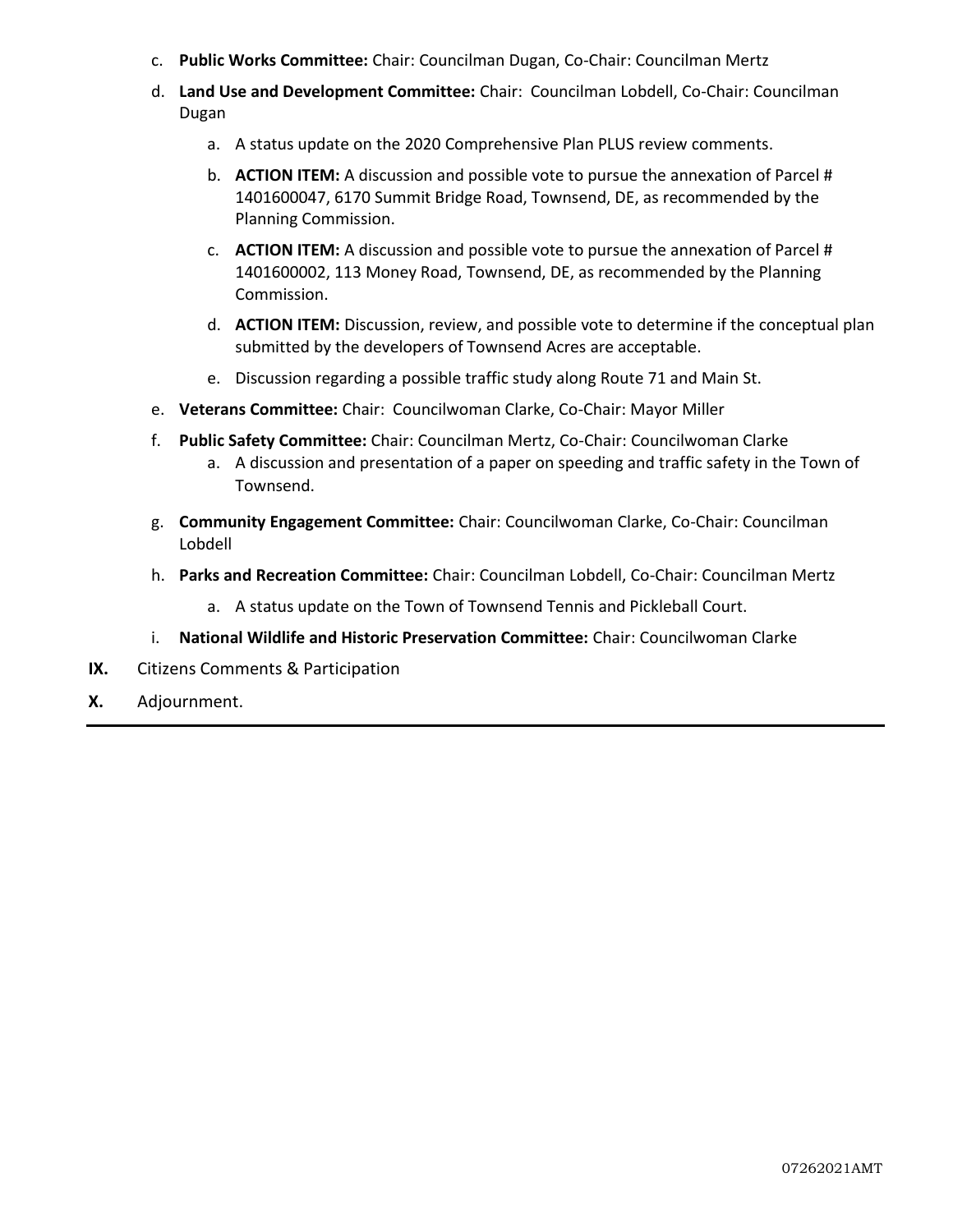c. **Public Works Committee:** Chair: Councilman Dugan, Co-Chair: Councilman Mertz

d. **Land Use and Development Committee:** Chair: Councilman Lobdell, Co-Chair: Councilman Dugan

   a. A status update on the 2020 Comprehensive Plan PLUS review comments.

   b. **ACTION ITEM:** A discussion and possible vote to pursue the annexation of Parcel # 1401600047, 6170 Summit Bridge Road, Townsend, DE, as recommended by the Planning Commission.

   c. **ACTION ITEM:** A discussion and possible vote to pursue the annexation of Parcel # 1401600002, 113 Money Road, Townsend, DE, as recommended by the Planning Commission.

   d. **ACTION ITEM:** Discussion, review, and possible vote to determine if the conceptual plan submitted by the developers of Townsend Acres are acceptable.

   e. Discussion regarding a possible traffic study along Route 71 and Main St.

e. **Veterans Committee:** Chair: Councilwoman Clarke, Co-Chair: Mayor Miller

f. **Public Safety Committee:** Chair: Councilman Mertz, Co-Chair: Councilwoman Clarke

   a. A discussion and presentation of a paper on speeding and traffic safety in the Town of Townsend.

g. **Community Engagement Committee:** Chair: Councilwoman Clarke, Co-Chair: Councilman Lobdell

h. **Parks and Recreation Committee:** Chair: Councilman Lobdell, Co-Chair: Councilman Mertz

   a. A status update on the Town of Townsend Tennis and Pickleball Court.

i. **National Wildlife and Historic Preservation Committee:** Chair: Councilwoman Clarke

**IX.** Citizens Comments & Participation

**X.** Adjournment.

---

07262021AMT